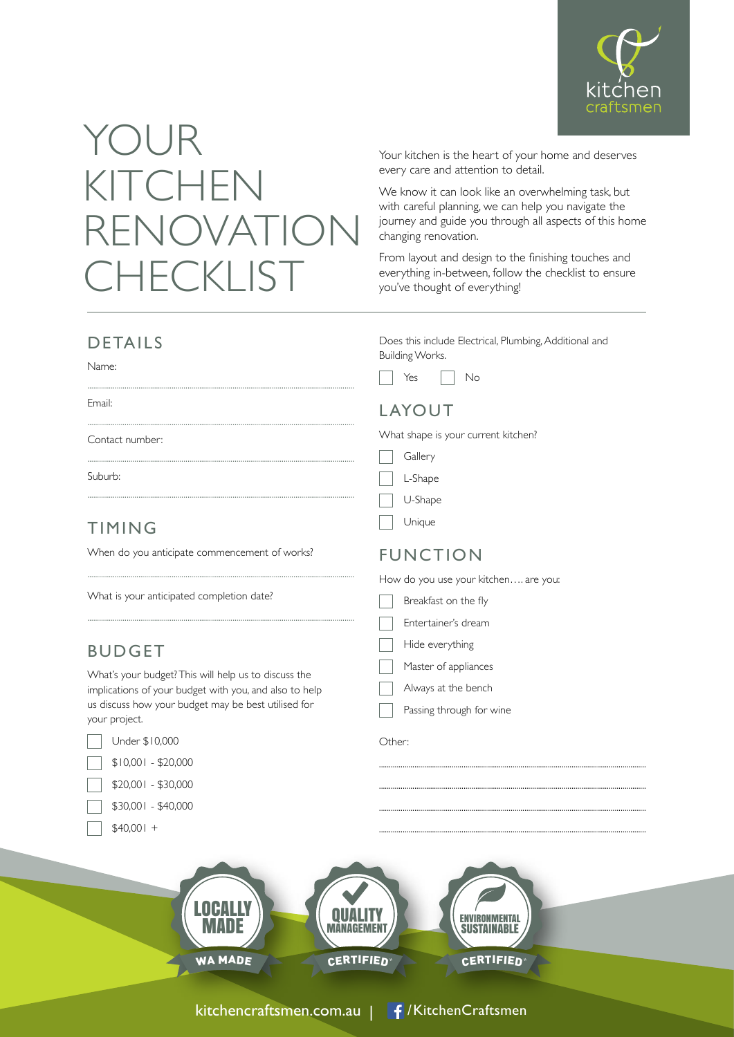kitchen craftsmen

# YOUR KITCHEN RENOVATION CHECKLIST

Your kitchen is the heart of your home and deserves every care and attention to detail.

We know it can look like an overwhelming task, but with careful planning, we can help you navigate the journey and guide you through all aspects of this home changing renovation.

From layout and design to the finishing touches and everything in-between, follow the checklist to ensure you've thought of everything!

## DETAILS

Name:

..........................................................................................

Email:

..........................................................................................

Contact number:

..........................................................................................

Suburb:

..........................................................................................

## TIMING

When do you anticipate commencement of works?

..........................................................................................

What is your anticipated completion date?

..........................................................................................

## BUDGET

What's your budget? This will help us to discuss the implications of your budget with you, and also to help us discuss how your budget may be best utilised for your project.

- [ ] Under $10,000
- [ ] $10,001 - $20,000
- [ ] $20,001 - $30,000
- [ ] $30,001 - $40,000
- [ ] $40,001 +

Does this include Electrical, Plumbing, Additional and Building Works.

- [ ] Yes
- [ ] No

## LAYOUT

What shape is your current kitchen?

- [ ] Gallery
- [ ] L-Shape
- [ ] U-Shape
- [ ] Unique

## FUNCTION

How do you use your kitchen…. are you:

- [ ] Breakfast on the fly
- [ ] Entertainer's dream
- [ ] Hide everything
- [ ] Master of appliances
- [ ] Always at the bench
- [ ] Passing through for wine

Other:

..........................................................................................

..........................................................................................

..........................................................................................

..........................................................................................

LOCALLY MADE — WA MADE | QUALITY MANAGEMENT — CERTIFIED | ENVIRONMENTAL SUSTAINABLE — CERTIFIED

kitchencraftsmen.com.au | /KitchenCraftsmen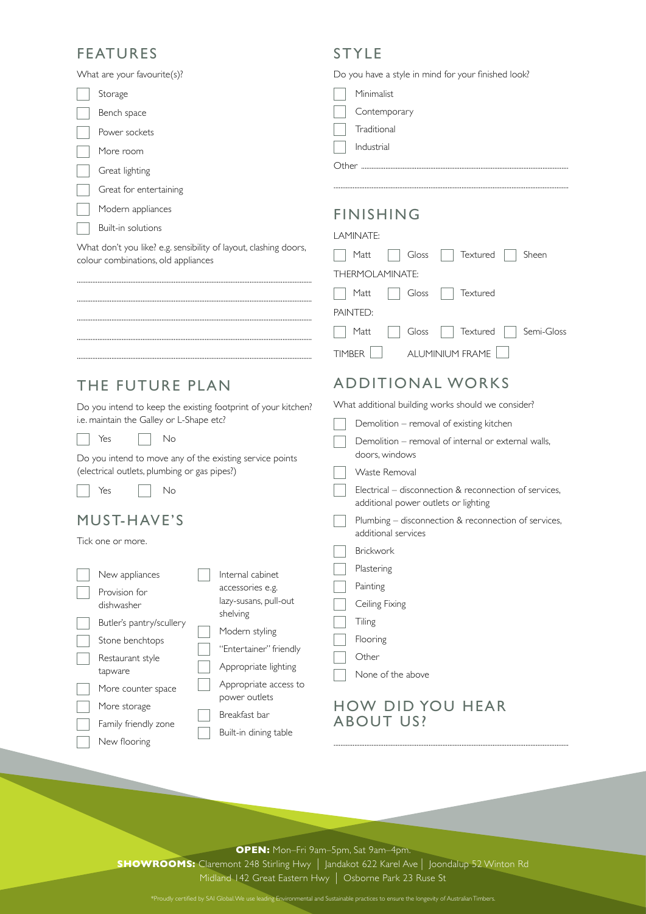## FEATURES

What are your favourite(s)?

- [ ] Storage
- [ ] Bench space
- [ ] Power sockets
- [ ] More room
- [ ] Great lighting
- [ ] Great for entertaining
- [ ] Modern appliances
- [ ] Built-in solutions

What don't you like? e.g. sensibility of layout, clashing doors, colour combinations, old appliances

.....................................................................................................

.....................................................................................................

.....................................................................................................

.....................................................................................................

.....................................................................................................

## THE FUTURE PLAN

Do you intend to keep the existing footprint of your kitchen? i.e. maintain the Galley or L-Shape etc?

- [ ] Yes
- [ ] No

Do you intend to move any of the existing service points (electrical outlets, plumbing or gas pipes?)

- [ ] Yes
- [ ] No

## MUST-HAVE'S

Tick one or more.

- [ ] New appliances
- [ ] Provision for dishwasher
- [ ] Butler's pantry/scullery
- [ ] Stone benchtops
- [ ] Restaurant style tapware
- [ ] More counter space
- [ ] More storage
- [ ] Family friendly zone
- [ ] New flooring
- [ ] Internal cabinet accessories e.g. lazy-susans, pull-out shelving
- [ ] Modern styling
- [ ] "Entertainer" friendly
- [ ] Appropriate lighting
- [ ] Appropriate access to power outlets
- [ ] Breakfast bar
- [ ] Built-in dining table

## STYLE

Do you have a style in mind for your finished look?

- [ ] Minimalist
- [ ] Contemporary
- [ ] Traditional
- [ ] Industrial

Other .....................................................................................................

.....................................................................................................

## FINISHING

LAMINATE:

- [ ] Matt
- [ ] Gloss
- [ ] Textured
- [ ] Sheen

THERMOLAMINATE:

- [ ] Matt
- [ ] Gloss
- [ ] Textured

PAINTED:

- [ ] Matt
- [ ] Gloss
- [ ] Textured
- [ ] Semi-Gloss

TIMBER [ ] ALUMINIUM FRAME [ ]

## ADDITIONAL WORKS

What additional building works should we consider?

- [ ] Demolition – removal of existing kitchen
- [ ] Demolition – removal of internal or external walls, doors, windows
- [ ] Waste Removal
- [ ] Electrical – disconnection & reconnection of services, additional power outlets or lighting
- [ ] Plumbing – disconnection & reconnection of services, additional services
- [ ] Brickwork
- [ ] Plastering
- [ ] Painting
- [ ] Ceiling Fixing
- [ ] Tiling
- [ ] Flooring
- [ ] Other
- [ ] None of the above

## HOW DID YOU HEAR ABOUT US?

.....................................................................................................

**OPEN:** Mon–Fri 9am–5pm, Sat 9am–4pm.

**SHOWROOMS:** Claremont 248 Stirling Hwy | Jandakot 622 Karel Ave | Joondalup 52 Winton Rd | Midland 142 Great Eastern Hwy | Osborne Park 23 Ruse St

*Proudly certified by SAI Global. We use leading Environmental and Sustainable practices to ensure the longevity of Australian Timbers.